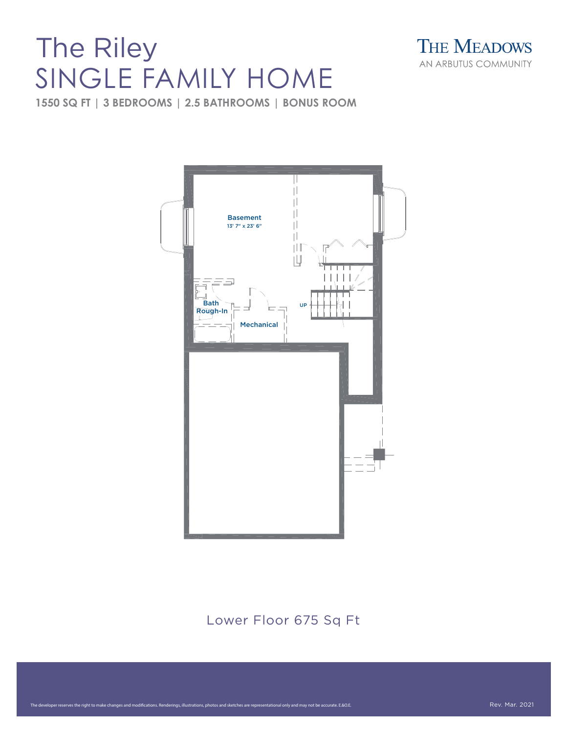# The Riley
# SINGLE FAMILY HOME

**1550 SQ FT | 3 BEDROOMS | 2.5 BATHROOMS | BONUS ROOM**

THE MEADOWS
AN ARBUTUS COMMUNITY

Basement
13' 7" x 23' 6"

Bath Rough-In

Mechanical

UP

Lower Floor 675 Sq Ft

The developer reserves the right to make changes and modifications. Renderings, illustrations, photos and sketches are representational only and may not be accurate. E.&O.E.

Rev. Mar. 2021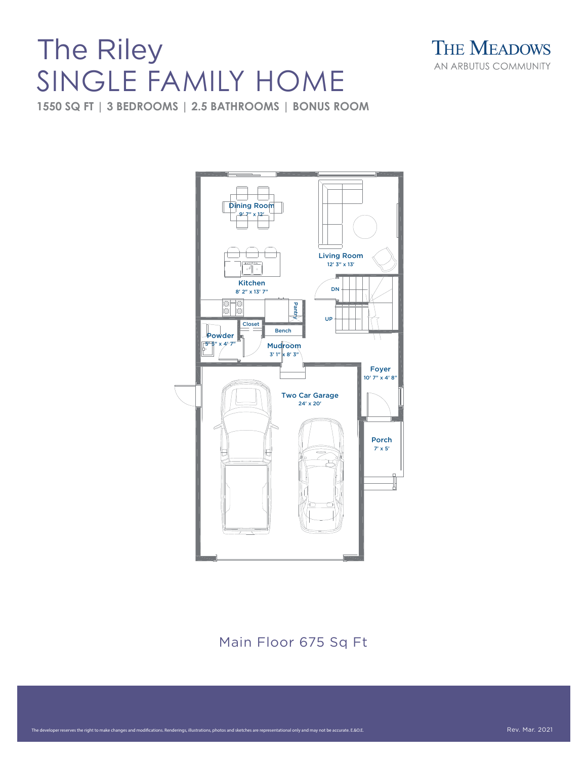# The Riley
# SINGLE FAMILY HOME

**1550 SQ FT | 3 BEDROOMS | 2.5 BATHROOMS | BONUS ROOM**

THE MEADOWS
AN ARBUTUS COMMUNITY

Dining Room
9' 7" x 12'

Living Room
12' 3" x 13'

Kitchen
8' 2" x 13' 7"

DN

UP

Pantry

Closet

Bench

Powder
5' 8" x 4' 7"

Mudroom
3' 1" x 8' 3"

Foyer
10' 7" x 4' 8"

Two Car Garage
24' x 20'

Porch
7' x 5'

Main Floor 675 Sq Ft

The developer reserves the right to make changes and modifications. Renderings, illustrations, photos and sketches are representational only and may not be accurate. E.&O.E.

Rev. Mar. 2021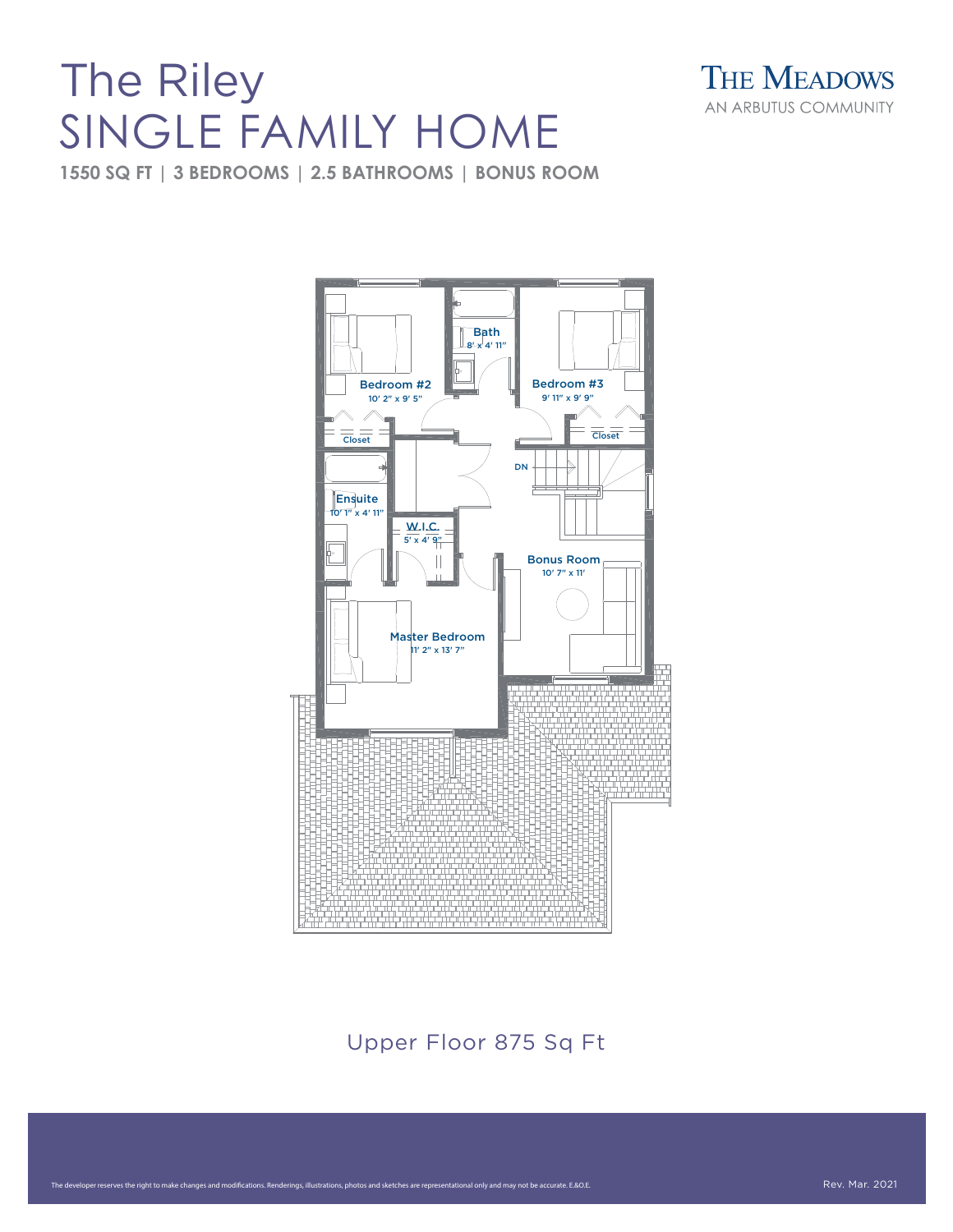# The Riley
# SINGLE FAMILY HOME

**1550 SQ FT | 3 BEDROOMS | 2.5 BATHROOMS | BONUS ROOM**

THE MEADOWS
AN ARBUTUS COMMUNITY

Bath
8' x 4' 11"

Bedroom #2
10' 2" x 9' 5"

Bedroom #3
9' 11" x 9' 9"

Closet

Closet

DN

Ensuite
10' 1" x 4' 11"

W.I.C.
5' x 4' 9"

Bonus Room
10' 7" x 11'

Master Bedroom
11' 2" x 13' 7"

Upper Floor 875 Sq Ft

The developer reserves the right to make changes and modifications. Renderings, illustrations, photos and sketches are representational only and may not be accurate. E.&O.E.

Rev. Mar. 2021